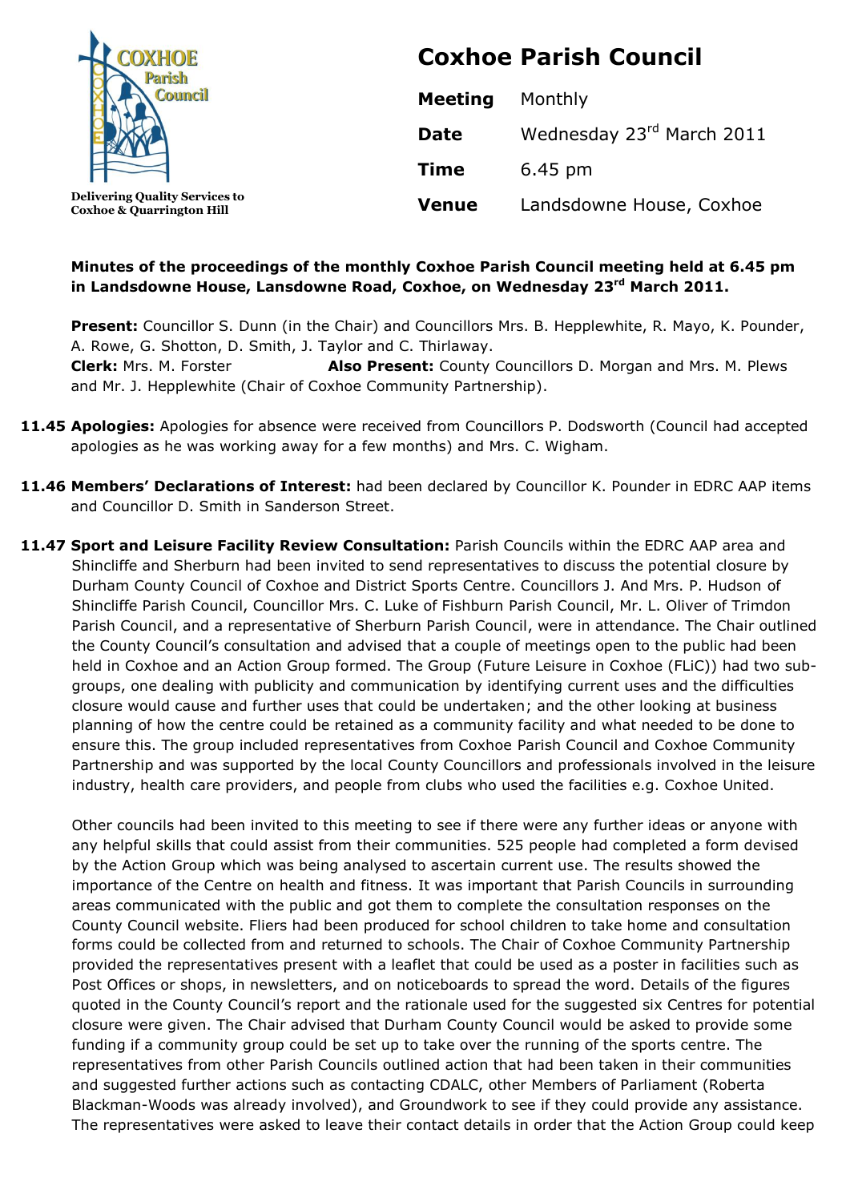COXHOE Parish Council

Delivering Quality Services to Coxhoe & Quarrington Hill

# Coxhoe Parish Council

| | |
|---|---|
| **Meeting** | Monthly |
| **Date** | Wednesday 23rd March 2011 |
| **Time** | 6.45 pm |
| **Venue** | Landsdowne House, Coxhoe |

**Minutes of the proceedings of the monthly Coxhoe Parish Council meeting held at 6.45 pm in Landsdowne House, Lansdowne Road, Coxhoe, on Wednesday 23rd March 2011.**

**Present:** Councillor S. Dunn (in the Chair) and Councillors Mrs. B. Hepplewhite, R. Mayo, K. Pounder, A. Rowe, G. Shotton, D. Smith, J. Taylor and C. Thirlaway.
**Clerk:** Mrs. M. Forster **Also Present:** County Councillors D. Morgan and Mrs. M. Plews and Mr. J. Hepplewhite (Chair of Coxhoe Community Partnership).

**11.45 Apologies:** Apologies for absence were received from Councillors P. Dodsworth (Council had accepted apologies as he was working away for a few months) and Mrs. C. Wigham.

**11.46 Members' Declarations of Interest:** had been declared by Councillor K. Pounder in EDRC AAP items and Councillor D. Smith in Sanderson Street.

**11.47 Sport and Leisure Facility Review Consultation:** Parish Councils within the EDRC AAP area and Shincliffe and Sherburn had been invited to send representatives to discuss the potential closure by Durham County Council of Coxhoe and District Sports Centre. Councillors J. And Mrs. P. Hudson of Shincliffe Parish Council, Councillor Mrs. C. Luke of Fishburn Parish Council, Mr. L. Oliver of Trimdon Parish Council, and a representative of Sherburn Parish Council, were in attendance. The Chair outlined the County Council's consultation and advised that a couple of meetings open to the public had been held in Coxhoe and an Action Group formed. The Group (Future Leisure in Coxhoe (FLiC)) had two sub-groups, one dealing with publicity and communication by identifying current uses and the difficulties closure would cause and further uses that could be undertaken; and the other looking at business planning of how the centre could be retained as a community facility and what needed to be done to ensure this. The group included representatives from Coxhoe Parish Council and Coxhoe Community Partnership and was supported by the local County Councillors and professionals involved in the leisure industry, health care providers, and people from clubs who used the facilities e.g. Coxhoe United.

Other councils had been invited to this meeting to see if there were any further ideas or anyone with any helpful skills that could assist from their communities. 525 people had completed a form devised by the Action Group which was being analysed to ascertain current use. The results showed the importance of the Centre on health and fitness. It was important that Parish Councils in surrounding areas communicated with the public and got them to complete the consultation responses on the County Council website. Fliers had been produced for school children to take home and consultation forms could be collected from and returned to schools. The Chair of Coxhoe Community Partnership provided the representatives present with a leaflet that could be used as a poster in facilities such as Post Offices or shops, in newsletters, and on noticeboards to spread the word. Details of the figures quoted in the County Council's report and the rationale used for the suggested six Centres for potential closure were given. The Chair advised that Durham County Council would be asked to provide some funding if a community group could be set up to take over the running of the sports centre. The representatives from other Parish Councils outlined action that had been taken in their communities and suggested further actions such as contacting CDALC, other Members of Parliament (Roberta Blackman-Woods was already involved), and Groundwork to see if they could provide any assistance. The representatives were asked to leave their contact details in order that the Action Group could keep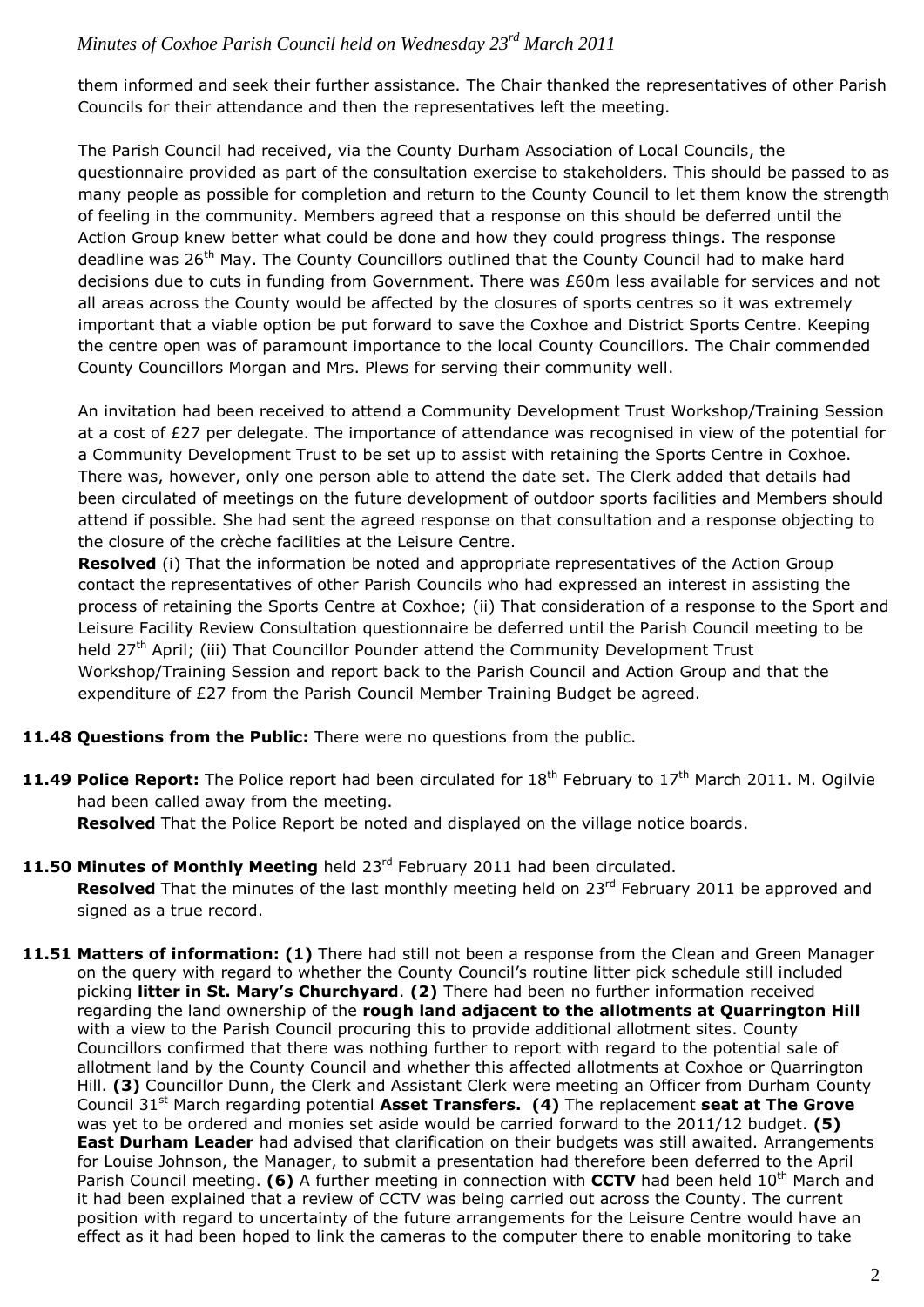them informed and seek their further assistance. The Chair thanked the representatives of other Parish Councils for their attendance and then the representatives left the meeting.

The Parish Council had received, via the County Durham Association of Local Councils, the questionnaire provided as part of the consultation exercise to stakeholders. This should be passed to as many people as possible for completion and return to the County Council to let them know the strength of feeling in the community. Members agreed that a response on this should be deferred until the Action Group knew better what could be done and how they could progress things. The response deadline was 26th May. The County Councillors outlined that the County Council had to make hard decisions due to cuts in funding from Government. There was £60m less available for services and not all areas across the County would be affected by the closures of sports centres so it was extremely important that a viable option be put forward to save the Coxhoe and District Sports Centre. Keeping the centre open was of paramount importance to the local County Councillors. The Chair commended County Councillors Morgan and Mrs. Plews for serving their community well.

An invitation had been received to attend a Community Development Trust Workshop/Training Session at a cost of £27 per delegate. The importance of attendance was recognised in view of the potential for a Community Development Trust to be set up to assist with retaining the Sports Centre in Coxhoe. There was, however, only one person able to attend the date set. The Clerk added that details had been circulated of meetings on the future development of outdoor sports facilities and Members should attend if possible. She had sent the agreed response on that consultation and a response objecting to the closure of the crèche facilities at the Leisure Centre.

**Resolved** (i) That the information be noted and appropriate representatives of the Action Group contact the representatives of other Parish Councils who had expressed an interest in assisting the process of retaining the Sports Centre at Coxhoe; (ii) That consideration of a response to the Sport and Leisure Facility Review Consultation questionnaire be deferred until the Parish Council meeting to be held 27th April; (iii) That Councillor Pounder attend the Community Development Trust Workshop/Training Session and report back to the Parish Council and Action Group and that the expenditure of £27 from the Parish Council Member Training Budget be agreed.

**11.48 Questions from the Public:** There were no questions from the public.

**11.49 Police Report:** The Police report had been circulated for 18th February to 17th March 2011. M. Ogilvie had been called away from the meeting.
**Resolved** That the Police Report be noted and displayed on the village notice boards.

**11.50 Minutes of Monthly Meeting** held 23rd February 2011 had been circulated.
**Resolved** That the minutes of the last monthly meeting held on 23rd February 2011 be approved and signed as a true record.

**11.51 Matters of information: (1)** There had still not been a response from the Clean and Green Manager on the query with regard to whether the County Council's routine litter pick schedule still included picking **litter in St. Mary's Churchyard**. **(2)** There had been no further information received regarding the land ownership of the **rough land adjacent to the allotments at Quarrington Hill** with a view to the Parish Council procuring this to provide additional allotment sites. County Councillors confirmed that there was nothing further to report with regard to the potential sale of allotment land by the County Council and whether this affected allotments at Coxhoe or Quarrington Hill. **(3)** Councillor Dunn, the Clerk and Assistant Clerk were meeting an Officer from Durham County Council 31st March regarding potential **Asset Transfers. (4)** The replacement **seat at The Grove** was yet to be ordered and monies set aside would be carried forward to the 2011/12 budget. **(5) East Durham Leader** had advised that clarification on their budgets was still awaited. Arrangements for Louise Johnson, the Manager, to submit a presentation had therefore been deferred to the April Parish Council meeting. **(6)** A further meeting in connection with **CCTV** had been held 10th March and it had been explained that a review of CCTV was being carried out across the County. The current position with regard to uncertainty of the future arrangements for the Leisure Centre would have an effect as it had been hoped to link the cameras to the computer there to enable monitoring to take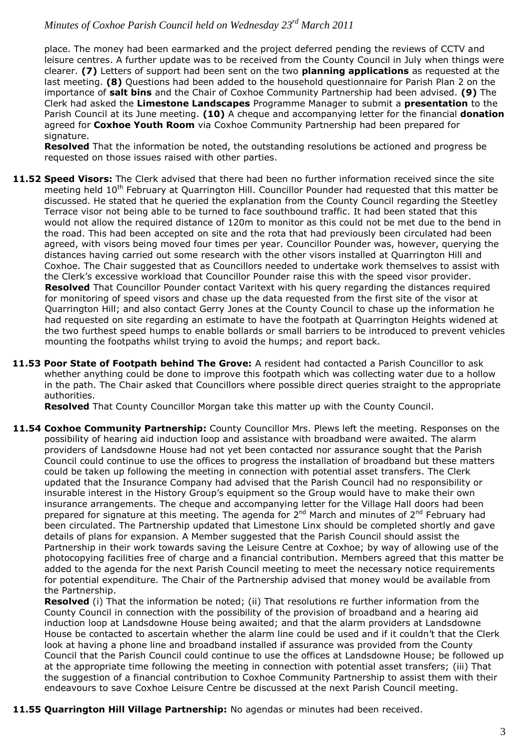place. The money had been earmarked and the project deferred pending the reviews of CCTV and leisure centres. A further update was to be received from the County Council in July when things were clearer. **(7)** Letters of support had been sent on the two **planning applications** as requested at the last meeting. **(8)** Questions had been added to the household questionnaire for Parish Plan 2 on the importance of **salt bins** and the Chair of Coxhoe Community Partnership had been advised. **(9)** The Clerk had asked the **Limestone Landscapes** Programme Manager to submit a **presentation** to the Parish Council at its June meeting. **(10)** A cheque and accompanying letter for the financial **donation** agreed for **Coxhoe Youth Room** via Coxhoe Community Partnership had been prepared for signature.

**Resolved** That the information be noted, the outstanding resolutions be actioned and progress be requested on those issues raised with other parties.

**11.52 Speed Visors:** The Clerk advised that there had been no further information received since the site meeting held 10th February at Quarrington Hill. Councillor Pounder had requested that this matter be discussed. He stated that he queried the explanation from the County Council regarding the Steetley Terrace visor not being able to be turned to face southbound traffic. It had been stated that this would not allow the required distance of 120m to monitor as this could not be met due to the bend in the road. This had been accepted on site and the rota that had previously been circulated had been agreed, with visors being moved four times per year. Councillor Pounder was, however, querying the distances having carried out some research with the other visors installed at Quarrington Hill and Coxhoe. The Chair suggested that as Councillors needed to undertake work themselves to assist with the Clerk's excessive workload that Councillor Pounder raise this with the speed visor provider.

**Resolved** That Councillor Pounder contact Varitext with his query regarding the distances required for monitoring of speed visors and chase up the data requested from the first site of the visor at Quarrington Hill; and also contact Gerry Jones at the County Council to chase up the information he had requested on site regarding an estimate to have the footpath at Quarrington Heights widened at the two furthest speed humps to enable bollards or small barriers to be introduced to prevent vehicles mounting the footpaths whilst trying to avoid the humps; and report back.

**11.53 Poor State of Footpath behind The Grove:** A resident had contacted a Parish Councillor to ask whether anything could be done to improve this footpath which was collecting water due to a hollow in the path. The Chair asked that Councillors where possible direct queries straight to the appropriate authorities.

**Resolved** That County Councillor Morgan take this matter up with the County Council.

**11.54 Coxhoe Community Partnership:** County Councillor Mrs. Plews left the meeting. Responses on the possibility of hearing aid induction loop and assistance with broadband were awaited. The alarm providers of Landsdowne House had not yet been contacted nor assurance sought that the Parish Council could continue to use the offices to progress the installation of broadband but these matters could be taken up following the meeting in connection with potential asset transfers. The Clerk updated that the Insurance Company had advised that the Parish Council had no responsibility or insurable interest in the History Group's equipment so the Group would have to make their own insurance arrangements. The cheque and accompanying letter for the Village Hall doors had been prepared for signature at this meeting. The agenda for 2nd March and minutes of 2nd February had been circulated. The Partnership updated that Limestone Linx should be completed shortly and gave details of plans for expansion. A Member suggested that the Parish Council should assist the Partnership in their work towards saving the Leisure Centre at Coxhoe; by way of allowing use of the photocopying facilities free of charge and a financial contribution. Members agreed that this matter be added to the agenda for the next Parish Council meeting to meet the necessary notice requirements for potential expenditure. The Chair of the Partnership advised that money would be available from the Partnership.

**Resolved** (i) That the information be noted; (ii) That resolutions re further information from the County Council in connection with the possibility of the provision of broadband and a hearing aid induction loop at Landsdowne House being awaited; and that the alarm providers at Landsdowne House be contacted to ascertain whether the alarm line could be used and if it couldn't that the Clerk look at having a phone line and broadband installed if assurance was provided from the County Council that the Parish Council could continue to use the offices at Landsdowne House; be followed up at the appropriate time following the meeting in connection with potential asset transfers; (iii) That the suggestion of a financial contribution to Coxhoe Community Partnership to assist them with their endeavours to save Coxhoe Leisure Centre be discussed at the next Parish Council meeting.

**11.55 Quarrington Hill Village Partnership:** No agendas or minutes had been received.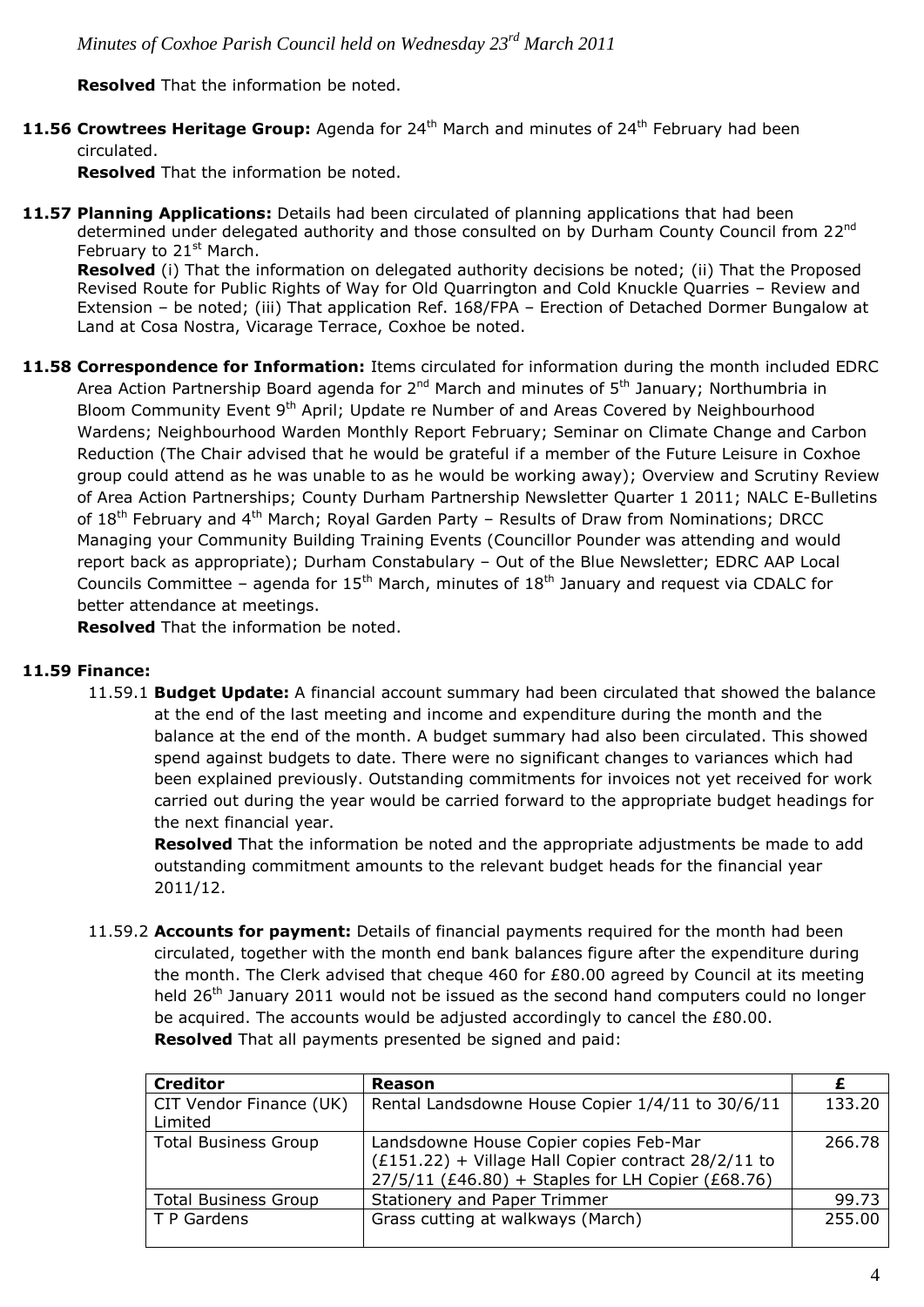**Resolved** That the information be noted.

**11.56 Crowtrees Heritage Group:** Agenda for 24th March and minutes of 24th February had been circulated.

**Resolved** That the information be noted.

**11.57 Planning Applications:** Details had been circulated of planning applications that had been determined under delegated authority and those consulted on by Durham County Council from 22nd February to 21st March.

**Resolved** (i) That the information on delegated authority decisions be noted; (ii) That the Proposed Revised Route for Public Rights of Way for Old Quarrington and Cold Knuckle Quarries – Review and Extension – be noted; (iii) That application Ref. 168/FPA – Erection of Detached Dormer Bungalow at Land at Cosa Nostra, Vicarage Terrace, Coxhoe be noted.

**11.58 Correspondence for Information:** Items circulated for information during the month included EDRC Area Action Partnership Board agenda for 2nd March and minutes of 5th January; Northumbria in Bloom Community Event 9th April; Update re Number of and Areas Covered by Neighbourhood Wardens; Neighbourhood Warden Monthly Report February; Seminar on Climate Change and Carbon Reduction (The Chair advised that he would be grateful if a member of the Future Leisure in Coxhoe group could attend as he was unable to as he would be working away); Overview and Scrutiny Review of Area Action Partnerships; County Durham Partnership Newsletter Quarter 1 2011; NALC E-Bulletins of 18th February and 4th March; Royal Garden Party – Results of Draw from Nominations; DRCC Managing your Community Building Training Events (Councillor Pounder was attending and would report back as appropriate); Durham Constabulary – Out of the Blue Newsletter; EDRC AAP Local Councils Committee – agenda for 15th March, minutes of 18th January and request via CDALC for better attendance at meetings.

**Resolved** That the information be noted.

**11.59 Finance:**

11.59.1 **Budget Update:** A financial account summary had been circulated that showed the balance at the end of the last meeting and income and expenditure during the month and the balance at the end of the month. A budget summary had also been circulated. This showed spend against budgets to date. There were no significant changes to variances which had been explained previously. Outstanding commitments for invoices not yet received for work carried out during the year would be carried forward to the appropriate budget headings for the next financial year.

**Resolved** That the information be noted and the appropriate adjustments be made to add outstanding commitment amounts to the relevant budget heads for the financial year 2011/12.

11.59.2 **Accounts for payment:** Details of financial payments required for the month had been circulated, together with the month end bank balances figure after the expenditure during the month. The Clerk advised that cheque 460 for £80.00 agreed by Council at its meeting held 26th January 2011 would not be issued as the second hand computers could no longer be acquired. The accounts would be adjusted accordingly to cancel the £80.00.

**Resolved** That all payments presented be signed and paid:

| Creditor | Reason | £ |
|---|---|---|
| CIT Vendor Finance (UK) Limited | Rental Landsdowne House Copier 1/4/11 to 30/6/11 | 133.20 |
| Total Business Group | Landsdowne House Copier copies Feb-Mar (£151.22) + Village Hall Copier contract 28/2/11 to 27/5/11 (£46.80) + Staples for LH Copier (£68.76) | 266.78 |
| Total Business Group | Stationery and Paper Trimmer | 99.73 |
| T P Gardens | Grass cutting at walkways (March) | 255.00 |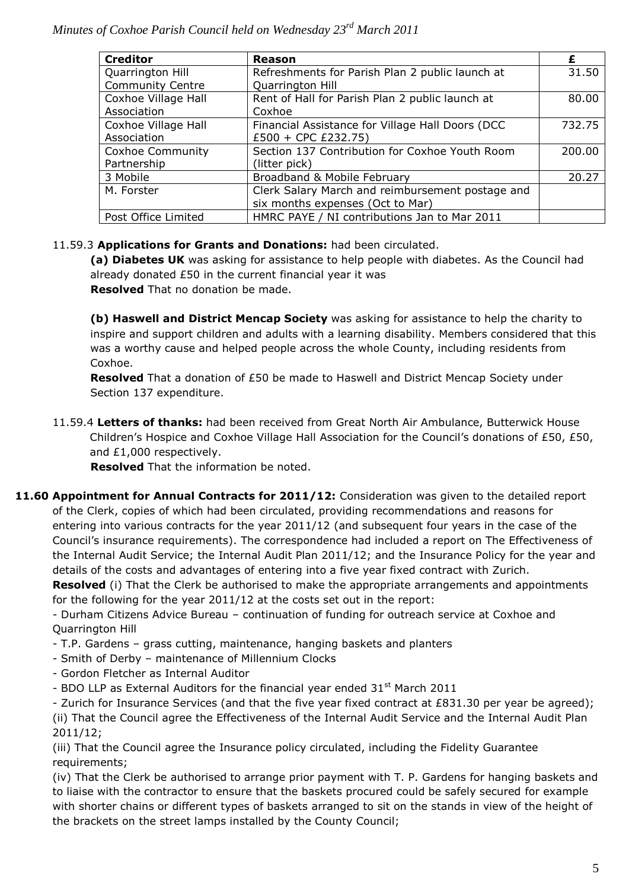| Creditor | Reason | £ |
|---|---|---|
| Quarrington Hill Community Centre | Refreshments for Parish Plan 2 public launch at Quarrington Hill | 31.50 |
| Coxhoe Village Hall Association | Rent of Hall for Parish Plan 2 public launch at Coxhoe | 80.00 |
| Coxhoe Village Hall Association | Financial Assistance for Village Hall Doors (DCC £500 + CPC £232.75) | 732.75 |
| Coxhoe Community Partnership | Section 137 Contribution for Coxhoe Youth Room (litter pick) | 200.00 |
| 3 Mobile | Broadband & Mobile February | 20.27 |
| M. Forster | Clerk Salary March and reimbursement postage and six months expenses (Oct to Mar) | |
| Post Office Limited | HMRC PAYE / NI contributions Jan to Mar 2011 | |

11.59.3 **Applications for Grants and Donations:** had been circulated.

**(a) Diabetes UK** was asking for assistance to help people with diabetes. As the Council had already donated £50 in the current financial year it was
**Resolved** That no donation be made.

**(b) Haswell and District Mencap Society** was asking for assistance to help the charity to inspire and support children and adults with a learning disability. Members considered that this was a worthy cause and helped people across the whole County, including residents from Coxhoe.
**Resolved** That a donation of £50 be made to Haswell and District Mencap Society under Section 137 expenditure.

11.59.4 **Letters of thanks:** had been received from Great North Air Ambulance, Butterwick House Children's Hospice and Coxhoe Village Hall Association for the Council's donations of £50, £50, and £1,000 respectively.
**Resolved** That the information be noted.

**11.60 Appointment for Annual Contracts for 2011/12:** Consideration was given to the detailed report of the Clerk, copies of which had been circulated, providing recommendations and reasons for entering into various contracts for the year 2011/12 (and subsequent four years in the case of the Council's insurance requirements). The correspondence had included a report on The Effectiveness of the Internal Audit Service; the Internal Audit Plan 2011/12; and the Insurance Policy for the year and details of the costs and advantages of entering into a five year fixed contract with Zurich.
**Resolved** (i) That the Clerk be authorised to make the appropriate arrangements and appointments for the following for the year 2011/12 at the costs set out in the report:
- Durham Citizens Advice Bureau – continuation of funding for outreach service at Coxhoe and Quarrington Hill
- T.P. Gardens – grass cutting, maintenance, hanging baskets and planters
- Smith of Derby – maintenance of Millennium Clocks
- Gordon Fletcher as Internal Auditor
- BDO LLP as External Auditors for the financial year ended 31st March 2011
- Zurich for Insurance Services (and that the five year fixed contract at £831.30 per year be agreed);

(ii) That the Council agree the Effectiveness of the Internal Audit Service and the Internal Audit Plan 2011/12;
(iii) That the Council agree the Insurance policy circulated, including the Fidelity Guarantee requirements;
(iv) That the Clerk be authorised to arrange prior payment with T. P. Gardens for hanging baskets and to liaise with the contractor to ensure that the baskets procured could be safely secured for example with shorter chains or different types of baskets arranged to sit on the stands in view of the height of the brackets on the street lamps installed by the County Council;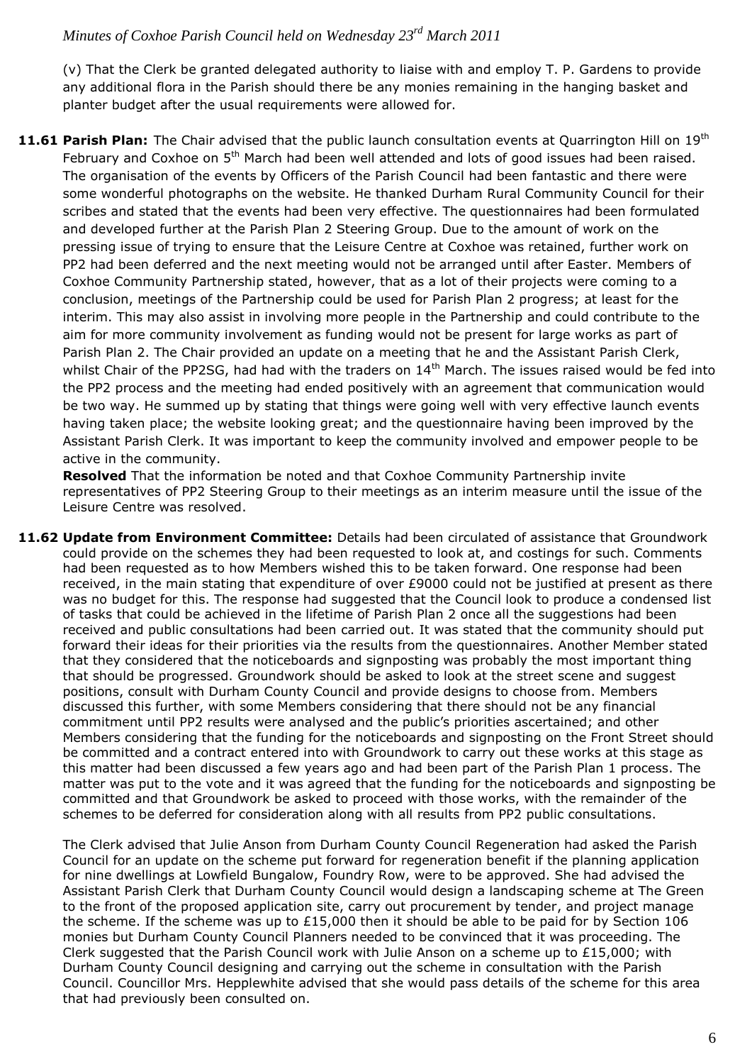(v) That the Clerk be granted delegated authority to liaise with and employ T. P. Gardens to provide any additional flora in the Parish should there be any monies remaining in the hanging basket and planter budget after the usual requirements were allowed for.

**11.61 Parish Plan:** The Chair advised that the public launch consultation events at Quarrington Hill on 19th February and Coxhoe on 5th March had been well attended and lots of good issues had been raised. The organisation of the events by Officers of the Parish Council had been fantastic and there were some wonderful photographs on the website. He thanked Durham Rural Community Council for their scribes and stated that the events had been very effective. The questionnaires had been formulated and developed further at the Parish Plan 2 Steering Group. Due to the amount of work on the pressing issue of trying to ensure that the Leisure Centre at Coxhoe was retained, further work on PP2 had been deferred and the next meeting would not be arranged until after Easter. Members of Coxhoe Community Partnership stated, however, that as a lot of their projects were coming to a conclusion, meetings of the Partnership could be used for Parish Plan 2 progress; at least for the interim. This may also assist in involving more people in the Partnership and could contribute to the aim for more community involvement as funding would not be present for large works as part of Parish Plan 2. The Chair provided an update on a meeting that he and the Assistant Parish Clerk, whilst Chair of the PP2SG, had had with the traders on 14th March. The issues raised would be fed into the PP2 process and the meeting had ended positively with an agreement that communication would be two way. He summed up by stating that things were going well with very effective launch events having taken place; the website looking great; and the questionnaire having been improved by the Assistant Parish Clerk. It was important to keep the community involved and empower people to be active in the community.

**Resolved** That the information be noted and that Coxhoe Community Partnership invite representatives of PP2 Steering Group to their meetings as an interim measure until the issue of the Leisure Centre was resolved.

**11.62 Update from Environment Committee:** Details had been circulated of assistance that Groundwork could provide on the schemes they had been requested to look at, and costings for such. Comments had been requested as to how Members wished this to be taken forward. One response had been received, in the main stating that expenditure of over £9000 could not be justified at present as there was no budget for this. The response had suggested that the Council look to produce a condensed list of tasks that could be achieved in the lifetime of Parish Plan 2 once all the suggestions had been received and public consultations had been carried out. It was stated that the community should put forward their ideas for their priorities via the results from the questionnaires. Another Member stated that they considered that the noticeboards and signposting was probably the most important thing that should be progressed. Groundwork should be asked to look at the street scene and suggest positions, consult with Durham County Council and provide designs to choose from. Members discussed this further, with some Members considering that there should not be any financial commitment until PP2 results were analysed and the public's priorities ascertained; and other Members considering that the funding for the noticeboards and signposting on the Front Street should be committed and a contract entered into with Groundwork to carry out these works at this stage as this matter had been discussed a few years ago and had been part of the Parish Plan 1 process. The matter was put to the vote and it was agreed that the funding for the noticeboards and signposting be committed and that Groundwork be asked to proceed with those works, with the remainder of the schemes to be deferred for consideration along with all results from PP2 public consultations.

The Clerk advised that Julie Anson from Durham County Council Regeneration had asked the Parish Council for an update on the scheme put forward for regeneration benefit if the planning application for nine dwellings at Lowfield Bungalow, Foundry Row, were to be approved. She had advised the Assistant Parish Clerk that Durham County Council would design a landscaping scheme at The Green to the front of the proposed application site, carry out procurement by tender, and project manage the scheme. If the scheme was up to £15,000 then it should be able to be paid for by Section 106 monies but Durham County Council Planners needed to be convinced that it was proceeding. The Clerk suggested that the Parish Council work with Julie Anson on a scheme up to £15,000; with Durham County Council designing and carrying out the scheme in consultation with the Parish Council. Councillor Mrs. Hepplewhite advised that she would pass details of the scheme for this area that had previously been consulted on.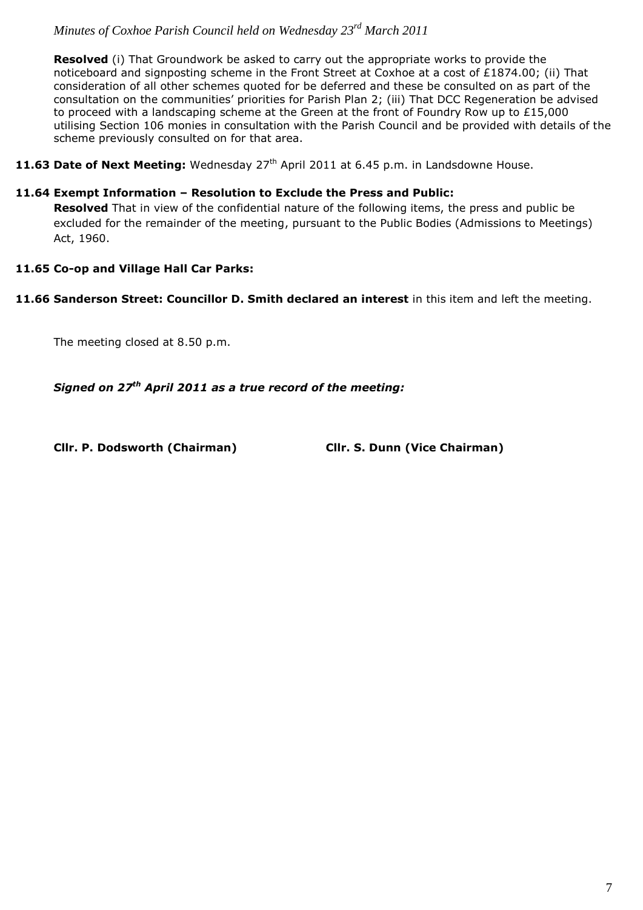**Resolved** (i) That Groundwork be asked to carry out the appropriate works to provide the noticeboard and signposting scheme in the Front Street at Coxhoe at a cost of £1874.00; (ii) That consideration of all other schemes quoted for be deferred and these be consulted on as part of the consultation on the communities' priorities for Parish Plan 2; (iii) That DCC Regeneration be advised to proceed with a landscaping scheme at the Green at the front of Foundry Row up to £15,000 utilising Section 106 monies in consultation with the Parish Council and be provided with details of the scheme previously consulted on for that area.

**11.63 Date of Next Meeting:** Wednesday 27th April 2011 at 6.45 p.m. in Landsdowne House.

**11.64 Exempt Information – Resolution to Exclude the Press and Public:**

**Resolved** That in view of the confidential nature of the following items, the press and public be excluded for the remainder of the meeting, pursuant to the Public Bodies (Admissions to Meetings) Act, 1960.

**11.65 Co-op and Village Hall Car Parks:**

**11.66 Sanderson Street: Councillor D. Smith declared an interest** in this item and left the meeting.

The meeting closed at 8.50 p.m.

***Signed on 27th April 2011 as a true record of the meeting:***

**Cllr. P. Dodsworth (Chairman)** **Cllr. S. Dunn (Vice Chairman)**